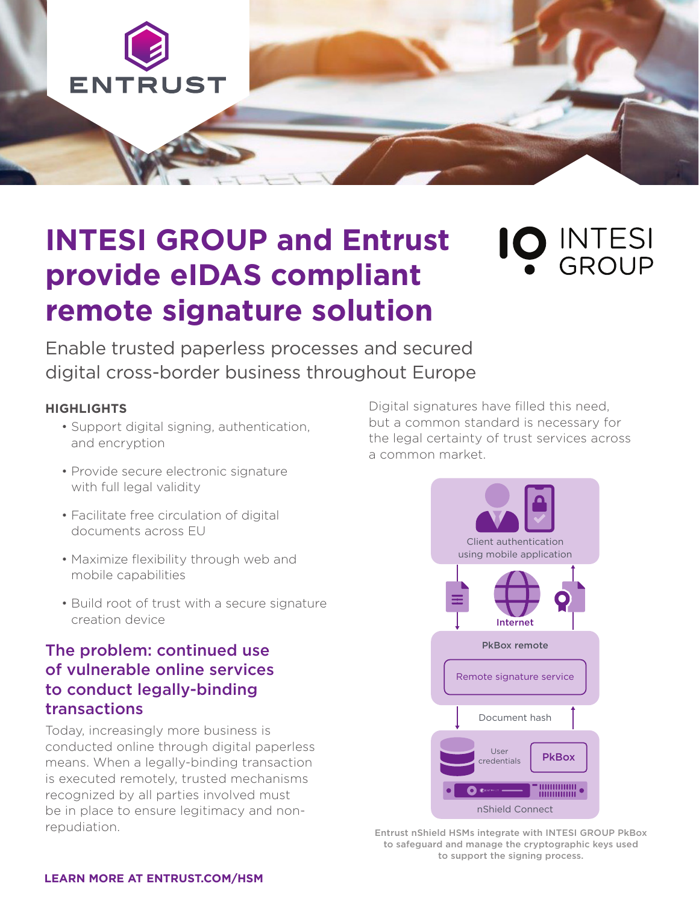# INTESI GROUP and Entrust provide eIDAS compliant remote signature solution

Enable trusted paperless processes and secured digital cross-border business throughout Europe

**HIGHLIGHTS**

- Support digital signing, authentication, and encryption
- Provide secure electronic signature with full legal validity
- Facilitate free circulation of digital documents across EU
- Maximize flexibility through web and mobile capabilities
- Build root of trust with a secure signature creation device

## The problem: continued use of vulnerable online services to conduct legally-binding transactions

Today, increasingly more business is conducted online through digital paperless means. When a legally-binding transaction is executed remotely, trusted mechanisms recognized by all parties involved must be in place to ensure legitimacy and non-repudiation.

Digital signatures have filled this need, but a common standard is necessary for the legal certainty of trust services across a common market.

Client authentication using mobile application

Internet

PkBox remote

Remote signature service

Document hash

User credentials

PkBox

nShield Connect

Entrust nShield HSMs integrate with INTESI GROUP PkBox to safeguard and manage the cryptographic keys used to support the signing process.

**LEARN MORE AT ENTRUST.COM/HSM**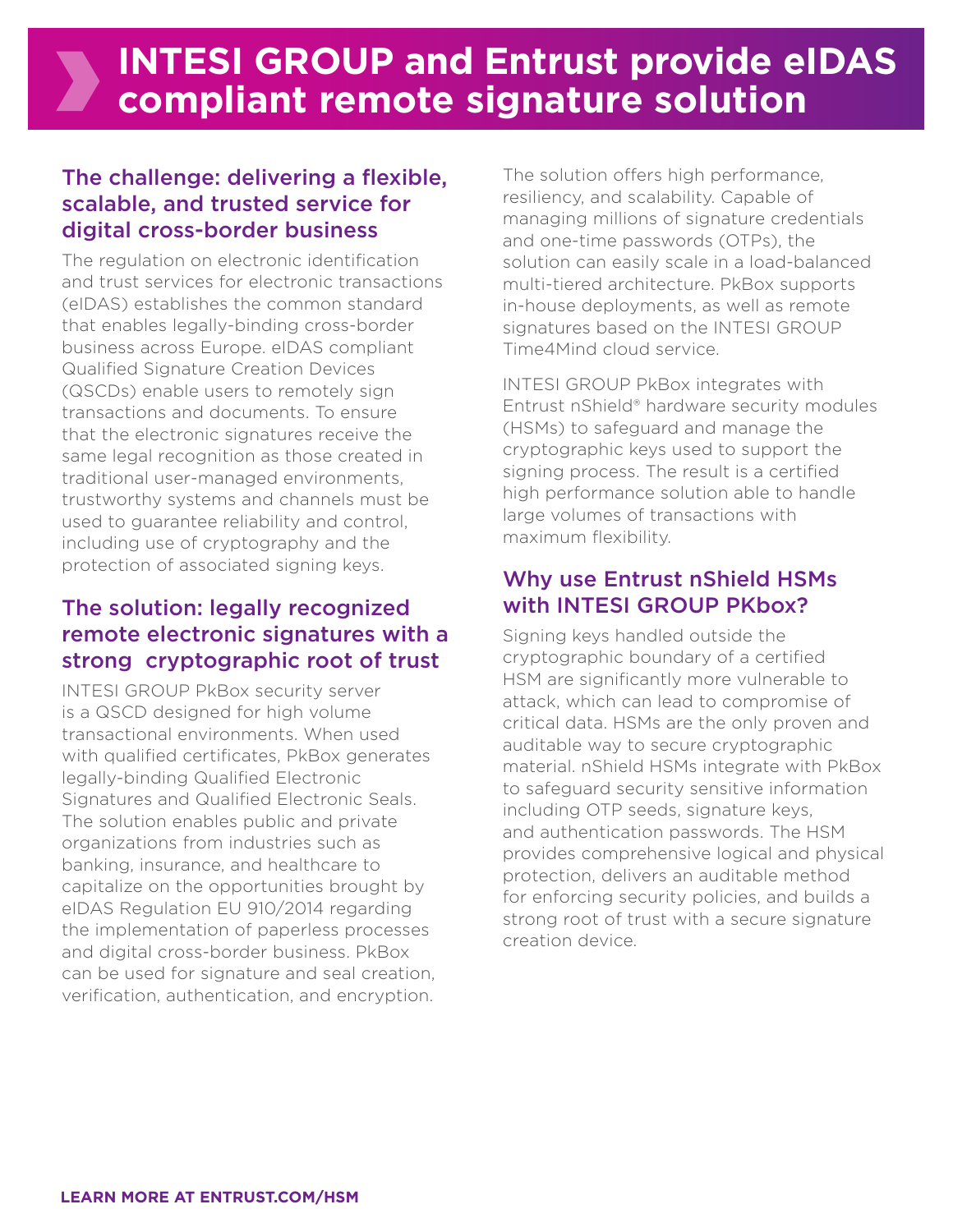# INTESI GROUP and Entrust provide eIDAS compliant remote signature solution

## The challenge: delivering a flexible, scalable, and trusted service for digital cross-border business

The regulation on electronic identification and trust services for electronic transactions (eIDAS) establishes the common standard that enables legally-binding cross-border business across Europe. eIDAS compliant Qualified Signature Creation Devices (QSCDs) enable users to remotely sign transactions and documents. To ensure that the electronic signatures receive the same legal recognition as those created in traditional user-managed environments, trustworthy systems and channels must be used to guarantee reliability and control, including use of cryptography and the protection of associated signing keys.

## The solution: legally recognized remote electronic signatures with a strong cryptographic root of trust

INTESI GROUP PkBox security server is a QSCD designed for high volume transactional environments. When used with qualified certificates, PkBox generates legally-binding Qualified Electronic Signatures and Qualified Electronic Seals. The solution enables public and private organizations from industries such as banking, insurance, and healthcare to capitalize on the opportunities brought by eIDAS Regulation EU 910/2014 regarding the implementation of paperless processes and digital cross-border business. PkBox can be used for signature and seal creation, verification, authentication, and encryption.

The solution offers high performance, resiliency, and scalability. Capable of managing millions of signature credentials and one-time passwords (OTPs), the solution can easily scale in a load-balanced multi-tiered architecture. PkBox supports in-house deployments, as well as remote signatures based on the INTESI GROUP Time4Mind cloud service.

INTESI GROUP PkBox integrates with Entrust nShield® hardware security modules (HSMs) to safeguard and manage the cryptographic keys used to support the signing process. The result is a certified high performance solution able to handle large volumes of transactions with maximum flexibility.

## Why use Entrust nShield HSMs with INTESI GROUP PKbox?

Signing keys handled outside the cryptographic boundary of a certified HSM are significantly more vulnerable to attack, which can lead to compromise of critical data. HSMs are the only proven and auditable way to secure cryptographic material. nShield HSMs integrate with PkBox to safeguard security sensitive information including OTP seeds, signature keys, and authentication passwords. The HSM provides comprehensive logical and physical protection, delivers an auditable method for enforcing security policies, and builds a strong root of trust with a secure signature creation device.

**LEARN MORE AT ENTRUST.COM/HSM**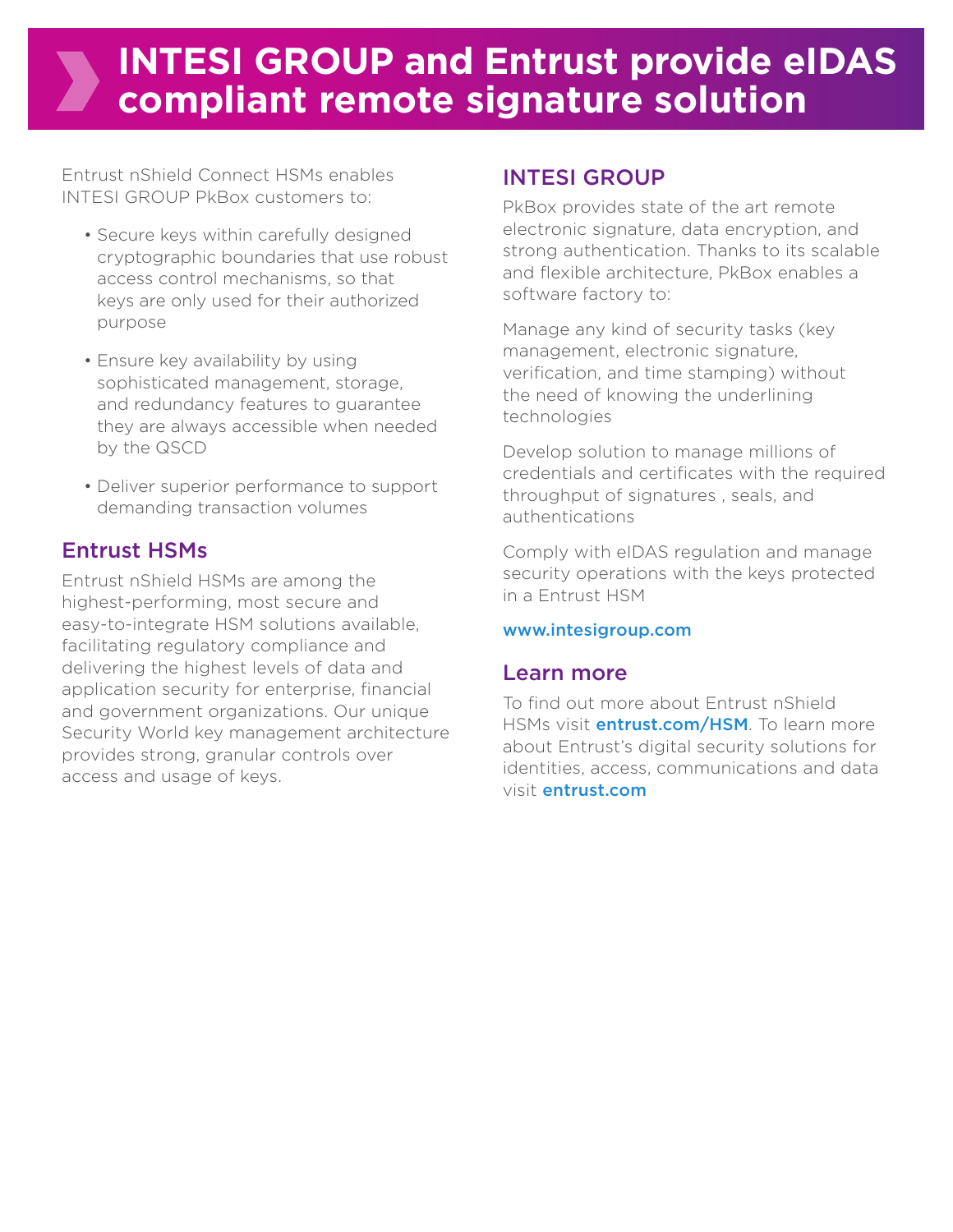# INTESI GROUP and Entrust provide eIDAS compliant remote signature solution

Entrust nShield Connect HSMs enables INTESI GROUP PkBox customers to:

- Secure keys within carefully designed cryptographic boundaries that use robust access control mechanisms, so that keys are only used for their authorized purpose
- Ensure key availability by using sophisticated management, storage, and redundancy features to guarantee they are always accessible when needed by the QSCD
- Deliver superior performance to support demanding transaction volumes

## Entrust HSMs

Entrust nShield HSMs are among the highest-performing, most secure and easy-to-integrate HSM solutions available, facilitating regulatory compliance and delivering the highest levels of data and application security for enterprise, financial and government organizations. Our unique Security World key management architecture provides strong, granular controls over access and usage of keys.

## INTESI GROUP

PkBox provides state of the art remote electronic signature, data encryption, and strong authentication. Thanks to its scalable and flexible architecture, PkBox enables a software factory to:

Manage any kind of security tasks (key management, electronic signature, verification, and time stamping) without the need of knowing the underlining technologies

Develop solution to manage millions of credentials and certificates with the required throughput of signatures , seals, and authentications

Comply with eIDAS regulation and manage security operations with the keys protected in a Entrust HSM

www.intesigroup.com

## Learn more

To find out more about Entrust nShield HSMs visit **entrust.com/HSM**. To learn more about Entrust's digital security solutions for identities, access, communications and data visit **entrust.com**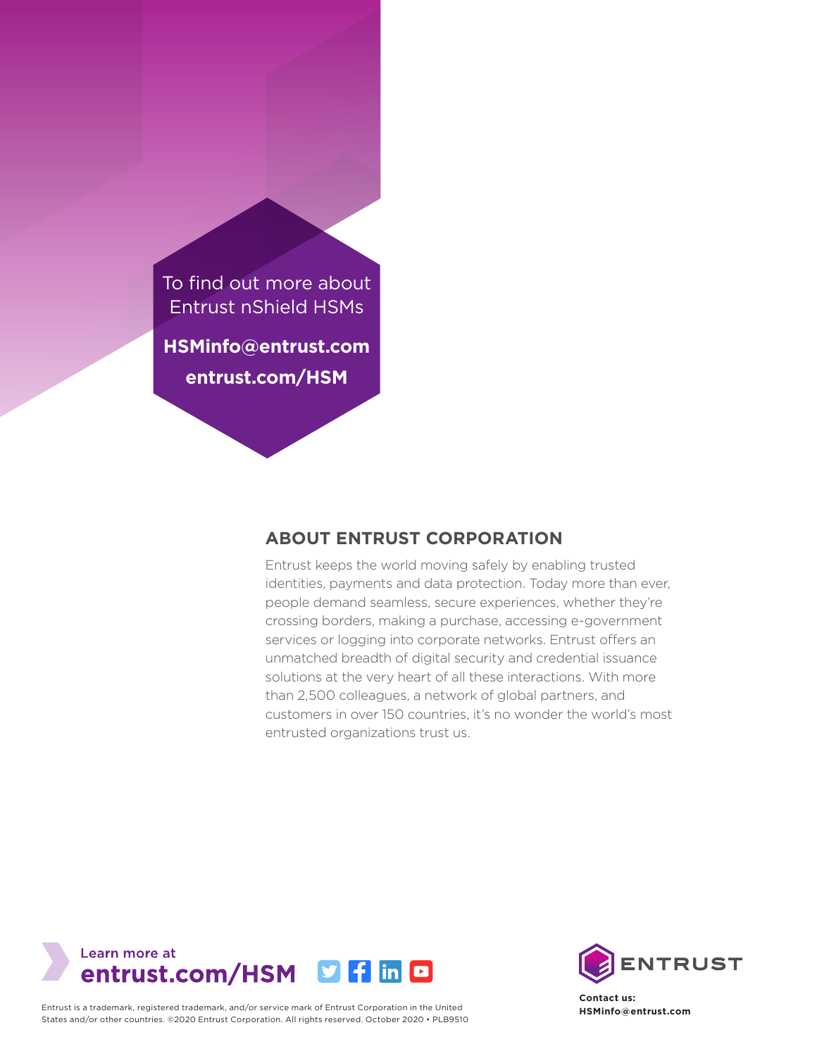To find out more about Entrust nShield HSMs

**HSMinfo@entrust.com**

**entrust.com/HSM**

## ABOUT ENTRUST CORPORATION

Entrust keeps the world moving safely by enabling trusted identities, payments and data protection. Today more than ever, people demand seamless, secure experiences, whether they're crossing borders, making a purchase, accessing e-government services or logging into corporate networks. Entrust offers an unmatched breadth of digital security and credential issuance solutions at the very heart of all these interactions. With more than 2,500 colleagues, a network of global partners, and customers in over 150 countries, it's no wonder the world's most entrusted organizations trust us.

Learn more at
**entrust.com/HSM**

ENTRUST

**Contact us:**
**HSMinfo@entrust.com**

Entrust is a trademark, registered trademark, and/or service mark of Entrust Corporation in the United States and/or other countries. ©2020 Entrust Corporation. All rights reserved. October 2020 • PLB9510